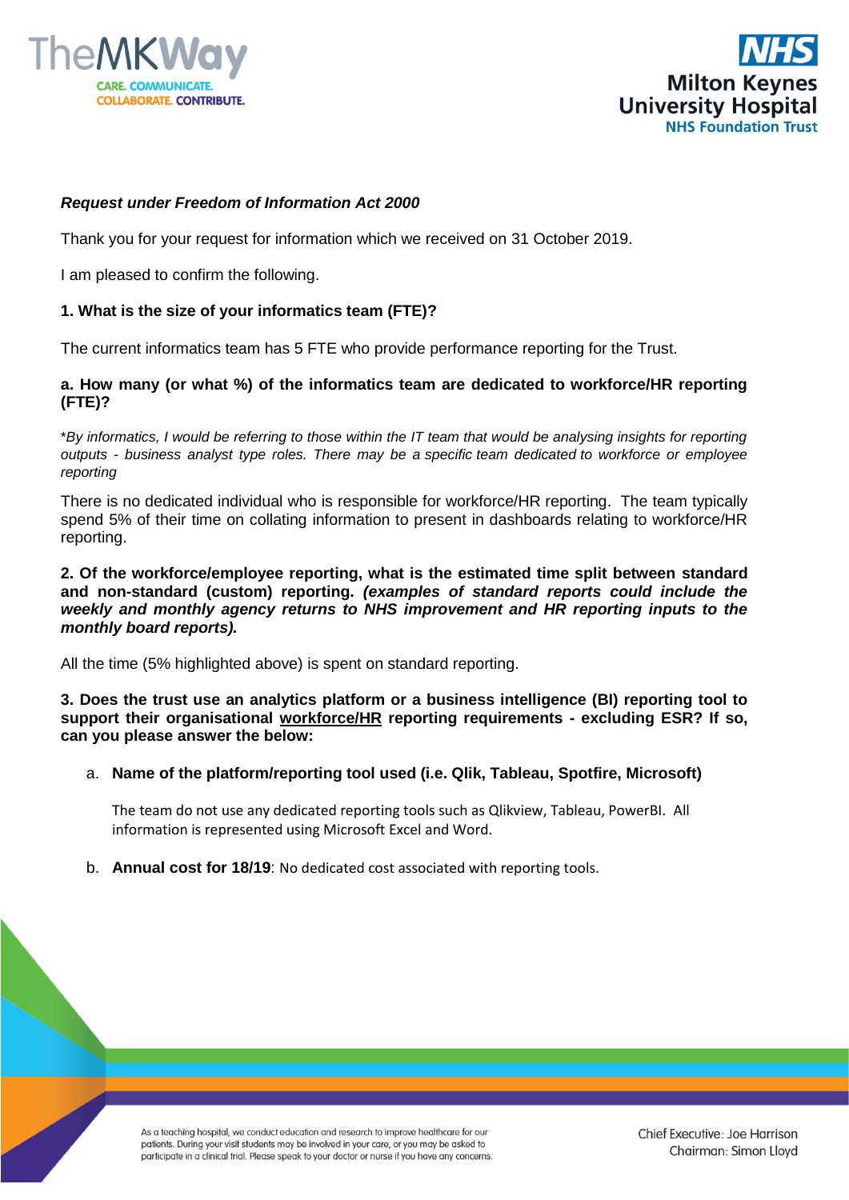***Request under Freedom of Information Act 2000***

Thank you for your request for information which we received on 31 October 2019.

I am pleased to confirm the following.

**1. What is the size of your informatics team (FTE)?**

The current informatics team has 5 FTE who provide performance reporting for the Trust.

**a. How many (or what %) of the informatics team are dedicated to workforce/HR reporting (FTE)?**

**By informatics, I would be referring to those within the IT team that would be analysing insights for reporting outputs - business analyst type roles. There may be a specific team dedicated to workforce or employee reporting*

There is no dedicated individual who is responsible for workforce/HR reporting. The team typically spend 5% of their time on collating information to present in dashboards relating to workforce/HR reporting.

**2. Of the workforce/employee reporting, what is the estimated time split between standard and non-standard (custom) reporting. *(examples of standard reports could include the weekly and monthly agency returns to NHS improvement and HR reporting inputs to the monthly board reports).***

All the time (5% highlighted above) is spent on standard reporting.

**3. Does the trust use an analytics platform or a business intelligence (BI) reporting tool to support their organisational <u>workforce/HR</u> reporting requirements - excluding ESR? If so, can you please answer the below:**

a. **Name of the platform/reporting tool used (i.e. Qlik, Tableau, Spotfire, Microsoft)**

   The team do not use any dedicated reporting tools such as Qlikview, Tableau, PowerBI. All information is represented using Microsoft Excel and Word.

b. **Annual cost for 18/19**: No dedicated cost associated with reporting tools.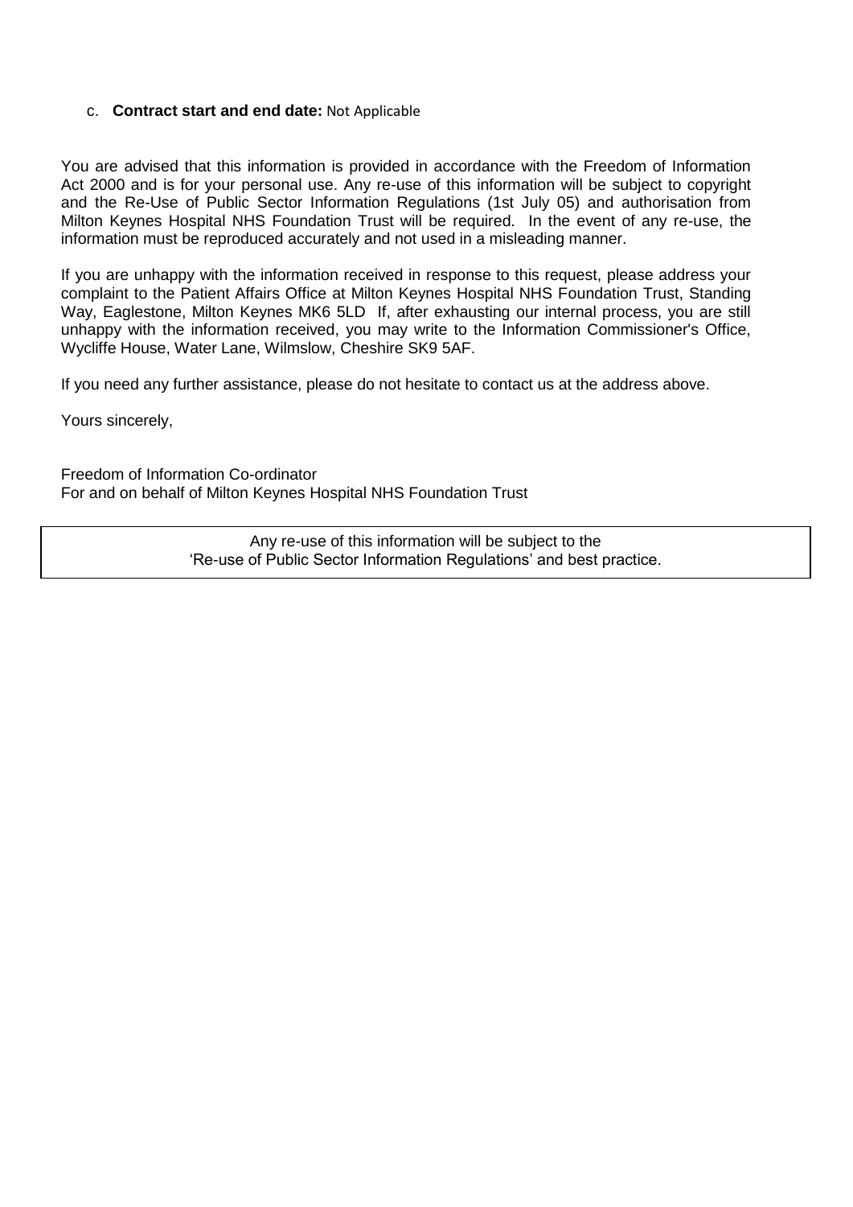c. **Contract start and end date:** Not Applicable

You are advised that this information is provided in accordance with the Freedom of Information Act 2000 and is for your personal use. Any re-use of this information will be subject to copyright and the Re-Use of Public Sector Information Regulations (1st July 05) and authorisation from Milton Keynes Hospital NHS Foundation Trust will be required. In the event of any re-use, the information must be reproduced accurately and not used in a misleading manner.

If you are unhappy with the information received in response to this request, please address your complaint to the Patient Affairs Office at Milton Keynes Hospital NHS Foundation Trust, Standing Way, Eaglestone, Milton Keynes MK6 5LD If, after exhausting our internal process, you are still unhappy with the information received, you may write to the Information Commissioner's Office, Wycliffe House, Water Lane, Wilmslow, Cheshire SK9 5AF.

If you need any further assistance, please do not hesitate to contact us at the address above.

Yours sincerely,

Freedom of Information Co-ordinator
For and on behalf of Milton Keynes Hospital NHS Foundation Trust

Any re-use of this information will be subject to the
'Re-use of Public Sector Information Regulations' and best practice.